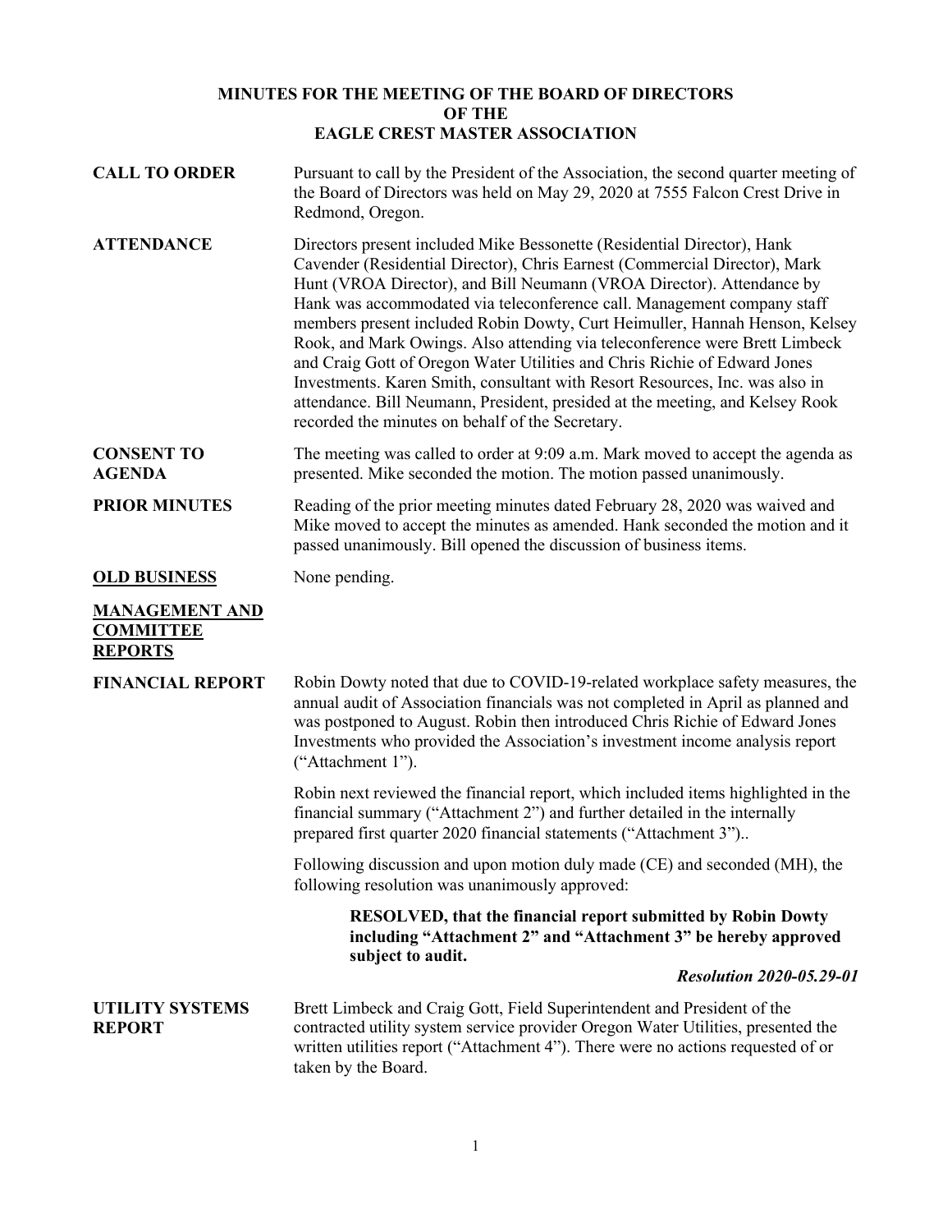# MINUTES FOR THE MEETING OF THE BOARD OF DIRECTORS OF THE EAGLE CREST MASTER ASSOCIATION

**CALL TO ORDER**

Pursuant to call by the President of the Association, the second quarter meeting of the Board of Directors was held on May 29, 2020 at 7555 Falcon Crest Drive in Redmond, Oregon.

**ATTENDANCE**

Directors present included Mike Bessonette (Residential Director), Hank Cavender (Residential Director), Chris Earnest (Commercial Director), Mark Hunt (VROA Director), and Bill Neumann (VROA Director). Attendance by Hank was accommodated via teleconference call. Management company staff members present included Robin Dowty, Curt Heimuller, Hannah Henson, Kelsey Rook, and Mark Owings. Also attending via teleconference were Brett Limbeck and Craig Gott of Oregon Water Utilities and Chris Richie of Edward Jones Investments. Karen Smith, consultant with Resort Resources, Inc. was also in attendance. Bill Neumann, President, presided at the meeting, and Kelsey Rook recorded the minutes on behalf of the Secretary.

**CONSENT TO AGENDA**

The meeting was called to order at 9:09 a.m. Mark moved to accept the agenda as presented. Mike seconded the motion. The motion passed unanimously.

**PRIOR MINUTES**

Reading of the prior meeting minutes dated February 28, 2020 was waived and Mike moved to accept the minutes as amended. Hank seconded the motion and it passed unanimously. Bill opened the discussion of business items.

**OLD BUSINESS**

None pending.

**MANAGEMENT AND COMMITTEE REPORTS**

**FINANCIAL REPORT**

Robin Dowty noted that due to COVID-19-related workplace safety measures, the annual audit of Association financials was not completed in April as planned and was postponed to August. Robin then introduced Chris Richie of Edward Jones Investments who provided the Association's investment income analysis report ("Attachment 1").

Robin next reviewed the financial report, which included items highlighted in the financial summary ("Attachment 2") and further detailed in the internally prepared first quarter 2020 financial statements ("Attachment 3")..

Following discussion and upon motion duly made (CE) and seconded (MH), the following resolution was unanimously approved:

> **RESOLVED, that the financial report submitted by Robin Dowty including "Attachment 2" and "Attachment 3" be hereby approved subject to audit.**
>
> ***Resolution 2020-05.29-01***

**UTILITY SYSTEMS REPORT**

Brett Limbeck and Craig Gott, Field Superintendent and President of the contracted utility system service provider Oregon Water Utilities, presented the written utilities report ("Attachment 4"). There were no actions requested of or taken by the Board.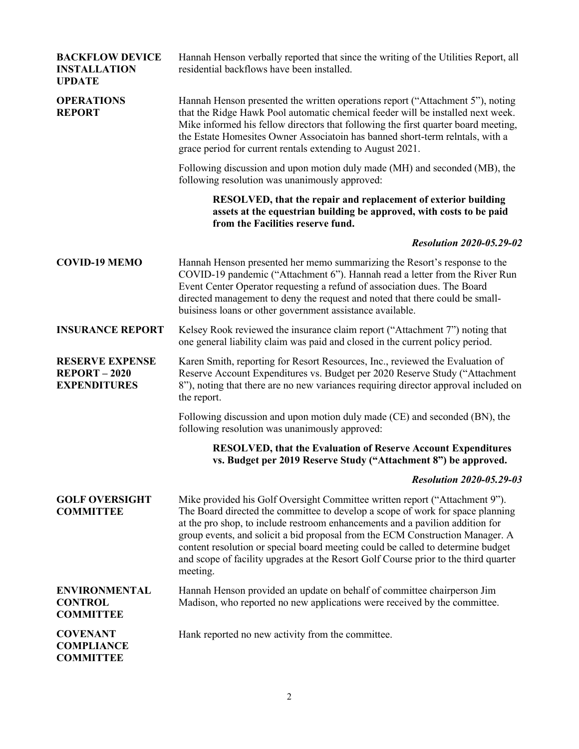**BACKFLOW DEVICE INSTALLATION UPDATE**

Hannah Henson verbally reported that since the writing of the Utilities Report, all residential backflows have been installed.

**OPERATIONS REPORT**

Hannah Henson presented the written operations report ("Attachment 5"), noting that the Ridge Hawk Pool automatic chemical feeder will be installed next week. Mike informed his fellow directors that following the first quarter board meeting, the Estate Homesites Owner Associatoin has banned short-term relntals, with a grace period for current rentals extending to August 2021.

Following discussion and upon motion duly made (MH) and seconded (MB), the following resolution was unanimously approved:

> **RESOLVED, that the repair and replacement of exterior building assets at the equestrian building be approved, with costs to be paid from the Facilities reserve fund.**

***Resolution 2020-05.29-02***

**COVID-19 MEMO**

Hannah Henson presented her memo summarizing the Resort's response to the COVID-19 pandemic ("Attachment 6"). Hannah read a letter from the River Run Event Center Operator requesting a refund of association dues. The Board directed management to deny the request and noted that there could be small-buisiness loans or other government assistance available.

**INSURANCE REPORT**

Kelsey Rook reviewed the insurance claim report ("Attachment 7") noting that one general liability claim was paid and closed in the current policy period.

**RESERVE EXPENSE REPORT – 2020 EXPENDITURES**

Karen Smith, reporting for Resort Resources, Inc., reviewed the Evaluation of Reserve Account Expenditures vs. Budget per 2020 Reserve Study ("Attachment 8"), noting that there are no new variances requiring director approval included on the report.

Following discussion and upon motion duly made (CE) and seconded (BN), the following resolution was unanimously approved:

> **RESOLVED, that the Evaluation of Reserve Account Expenditures vs. Budget per 2019 Reserve Study ("Attachment 8") be approved.**

***Resolution 2020-05.29-03***

**GOLF OVERSIGHT COMMITTEE**

Mike provided his Golf Oversight Committee written report ("Attachment 9"). The Board directed the committee to develop a scope of work for space planning at the pro shop, to include restroom enhancements and a pavilion addition for group events, and solicit a bid proposal from the ECM Construction Manager. A content resolution or special board meeting could be called to determine budget and scope of facility upgrades at the Resort Golf Course prior to the third quarter meeting.

**ENVIRONMENTAL CONTROL COMMITTEE**

Hannah Henson provided an update on behalf of committee chairperson Jim Madison, who reported no new applications were received by the committee.

**COVENANT COMPLIANCE COMMITTEE**

Hank reported no new activity from the committee.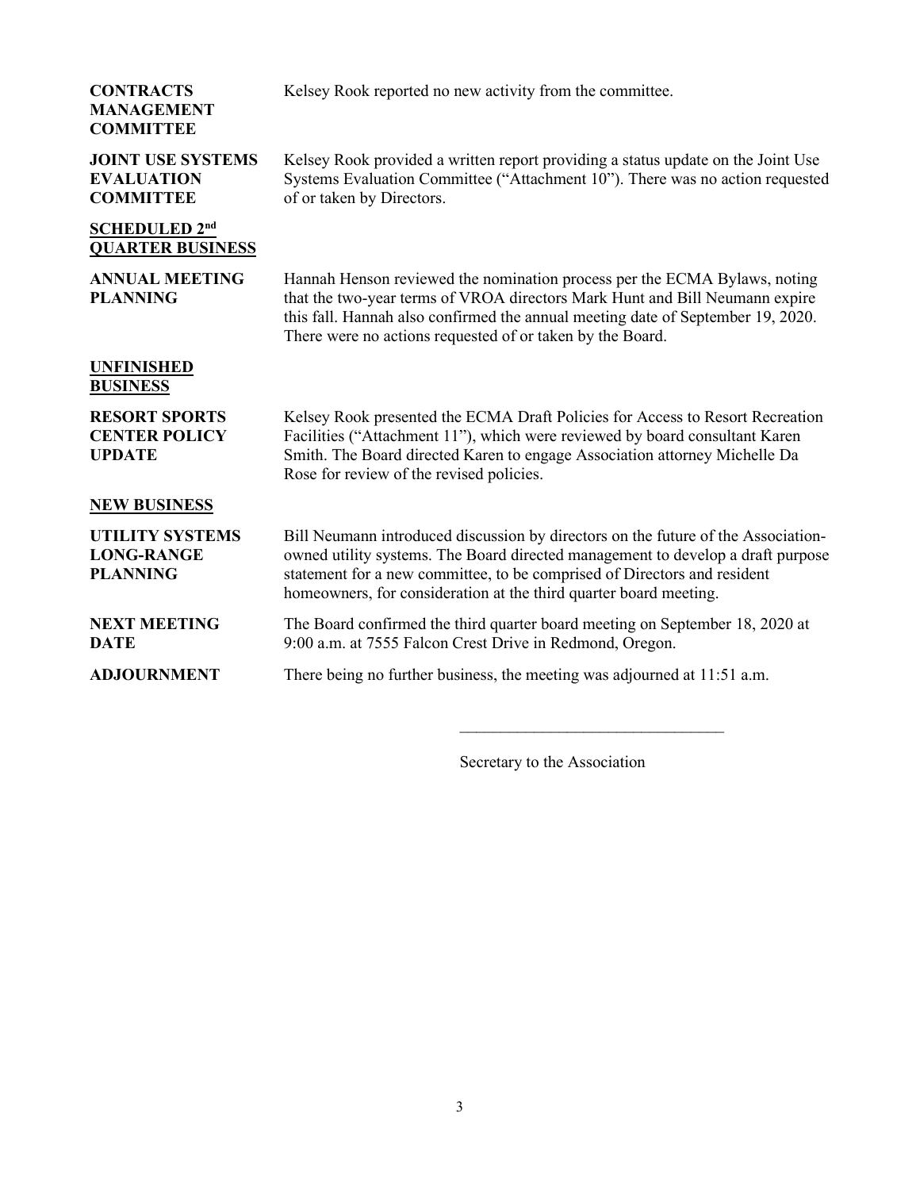**CONTRACTS MANAGEMENT COMMITTEE**

Kelsey Rook reported no new activity from the committee.

**JOINT USE SYSTEMS EVALUATION COMMITTEE**

Kelsey Rook provided a written report providing a status update on the Joint Use Systems Evaluation Committee ("Attachment 10"). There was no action requested of or taken by Directors.

## SCHEDULED 2nd QUARTER BUSINESS

**ANNUAL MEETING PLANNING**

Hannah Henson reviewed the nomination process per the ECMA Bylaws, noting that the two-year terms of VROA directors Mark Hunt and Bill Neumann expire this fall. Hannah also confirmed the annual meeting date of September 19, 2020. There were no actions requested of or taken by the Board.

## UNFINISHED BUSINESS

**RESORT SPORTS CENTER POLICY UPDATE**

Kelsey Rook presented the ECMA Draft Policies for Access to Resort Recreation Facilities ("Attachment 11"), which were reviewed by board consultant Karen Smith. The Board directed Karen to engage Association attorney Michelle Da Rose for review of the revised policies.

## NEW BUSINESS

**UTILITY SYSTEMS LONG-RANGE PLANNING**

Bill Neumann introduced discussion by directors on the future of the Association-owned utility systems. The Board directed management to develop a draft purpose statement for a new committee, to be comprised of Directors and resident homeowners, for consideration at the third quarter board meeting.

**NEXT MEETING DATE**

The Board confirmed the third quarter board meeting on September 18, 2020 at 9:00 a.m. at 7555 Falcon Crest Drive in Redmond, Oregon.

**ADJOURNMENT**

There being no further business, the meeting was adjourned at 11:51 a.m.

\_\_\_\_\_\_\_\_\_\_\_\_\_\_\_\_\_\_\_\_\_\_\_\_\_\_\_\_\_\_\_\_

Secretary to the Association